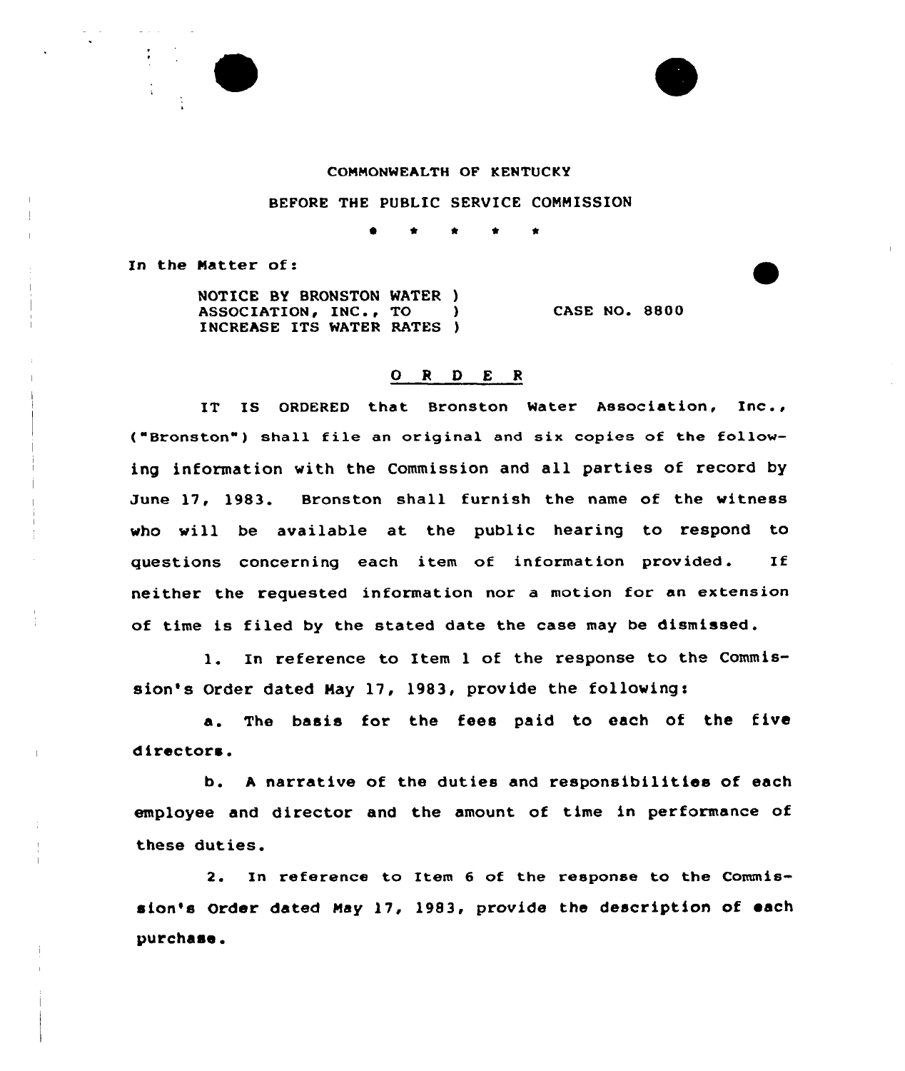COMMONWEALTH OF KENTUCKY

BEFORE THE PUBLIC SERVICE COMMISSION

\* \* \* \* \*

In the Matter of:

NOTICE BY BRONSTON WATER ASSOCIATION, INC., TO INCREASE ITS WATER RATES ) CASE NO. 8800

# ORDER

IT IS ORDERED that Bronston Water Association, Inc., ("Bronston") shall file an original and six copies of the following information with the Commission and all parties of record by June 17, 1983. Bronston shall furnish the name of the witness who will be available at the public hearing to respond to questions concerning each item of information provided. If neither the requested information nor a motion for an extension of time is filed by the stated date the case may be dismissed.

1. In reference to Item 1 of the response to the Commission's Order dated May 17, 1983, provide the following:

   a. The basis for the fees paid to each of the five directors.

   b. A narrative of the duties and responsibilities of each employee and director and the amount of time in performance of these duties.

2. In reference to Item 6 of the response to the Commission's Order dated May 17, 1983, provide the description of each purchase.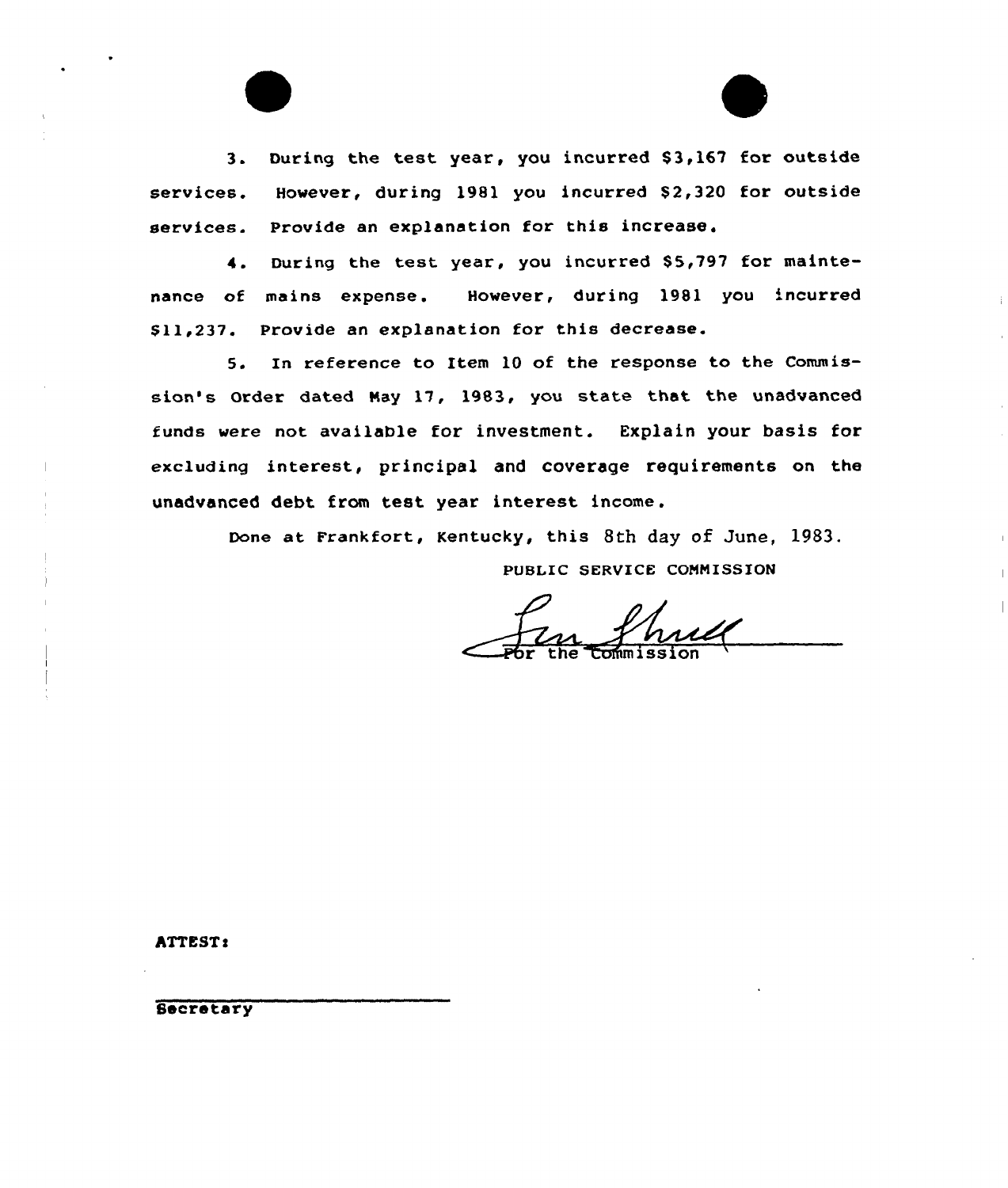3. During the test year, you incurred $3,167 for outside services. However, during 1981 you incurred $2,320 for outside services. Provide an explanation for this increase.

4. During the test year, you incurred $5,797 for maintenance of mains expense. However, during 1981 you incurred $11,237. Provide an explanation for this decrease.

5. In reference to Item 10 of the response to the Commission's Order dated May 17, 1983, you state that the unadvanced funds were not available for investment. Explain your basis for excluding interest, principal and coverage requirements on the unadvanced debt from test year interest income.

Done at Frankfort, Kentucky, this 8th day of June, 1983.

PUBLIC SERVICE COMMISSION

For the Commission

ATTEST:

Secretary